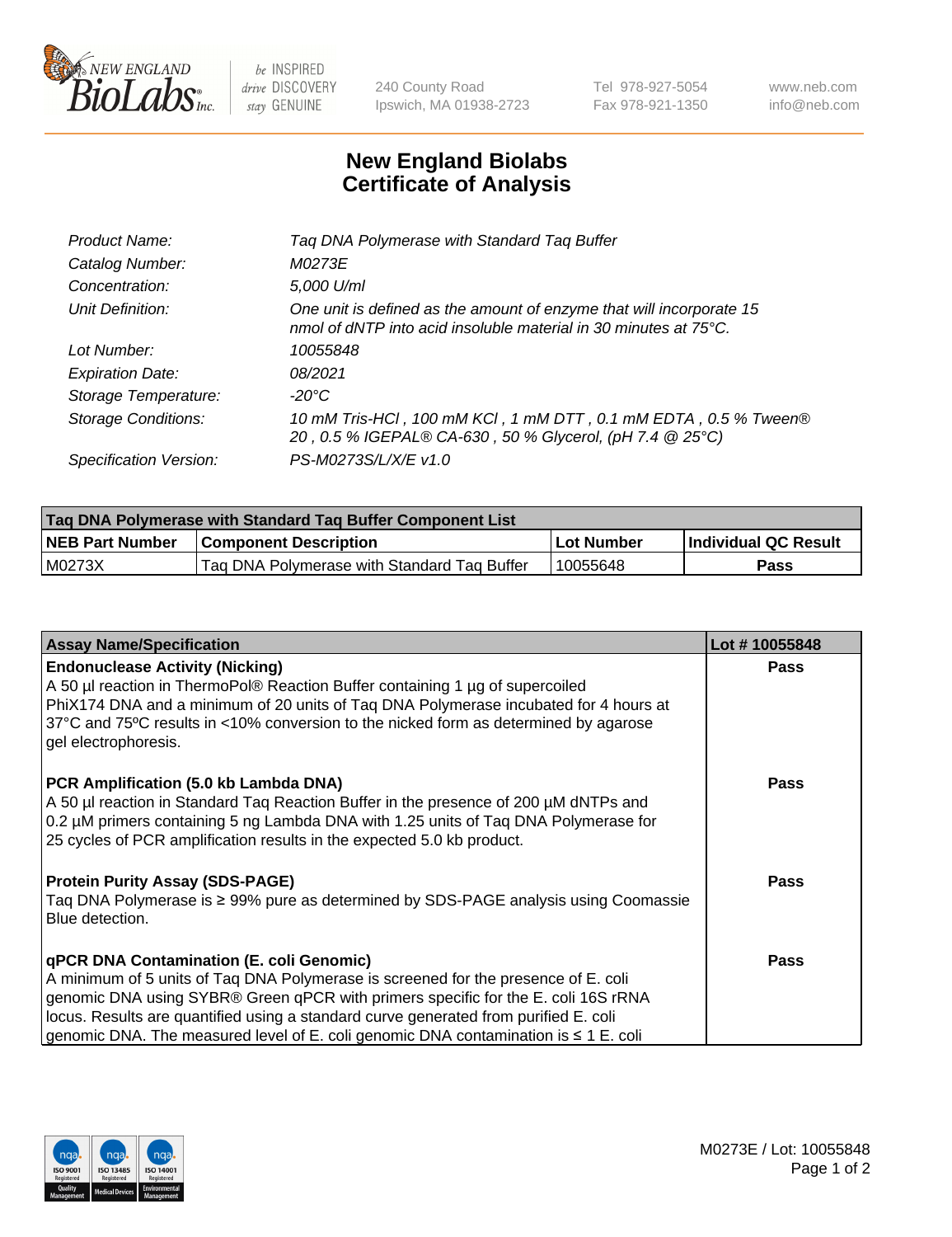# New England Biolabs
# Certificate of Analysis

| | |
|---|---|
| *Product Name:* | *Taq DNA Polymerase with Standard Taq Buffer* |
| *Catalog Number:* | *M0273E* |
| *Concentration:* | *5,000 U/ml* |
| *Unit Definition:* | *One unit is defined as the amount of enzyme that will incorporate 15 nmol of dNTP into acid insoluble material in 30 minutes at 75°C.* |
| *Lot Number:* | *10055848* |
| *Expiration Date:* | *08/2021* |
| *Storage Temperature:* | *-20°C* |
| *Storage Conditions:* | *10 mM Tris-HCl , 100 mM KCl , 1 mM DTT , 0.1 mM EDTA , 0.5 % Tween® 20 , 0.5 % IGEPAL® CA-630 , 50 % Glycerol, (pH 7.4 @ 25°C)* |
| *Specification Version:* | *PS-M0273S/L/X/E v1.0* |

| Taq DNA Polymerase with Standard Taq Buffer Component List | | | |
|---|---|---|---|
| **NEB Part Number** | **Component Description** | **Lot Number** | **Individual QC Result** |
| M0273X | Taq DNA Polymerase with Standard Taq Buffer | 10055648 | **Pass** |

| Assay Name/Specification | Lot # 10055848 |
|---|---|
| **Endonuclease Activity (Nicking)**<br>A 50 µl reaction in ThermoPol® Reaction Buffer containing 1 µg of supercoiled PhiX174 DNA and a minimum of 20 units of Taq DNA Polymerase incubated for 4 hours at 37°C and 75ºC results in <10% conversion to the nicked form as determined by agarose gel electrophoresis. | **Pass** |
| **PCR Amplification (5.0 kb Lambda DNA)**<br>A 50 µl reaction in Standard Taq Reaction Buffer in the presence of 200 µM dNTPs and 0.2 µM primers containing 5 ng Lambda DNA with 1.25 units of Taq DNA Polymerase for 25 cycles of PCR amplification results in the expected 5.0 kb product. | **Pass** |
| **Protein Purity Assay (SDS-PAGE)**<br>Taq DNA Polymerase is ≥ 99% pure as determined by SDS-PAGE analysis using Coomassie Blue detection. | **Pass** |
| **qPCR DNA Contamination (E. coli Genomic)**<br>A minimum of 5 units of Taq DNA Polymerase is screened for the presence of E. coli genomic DNA using SYBR® Green qPCR with primers specific for the E. coli 16S rRNA locus. Results are quantified using a standard curve generated from purified E. coli genomic DNA. The measured level of E. coli genomic DNA contamination is ≤ 1 E. coli | **Pass** |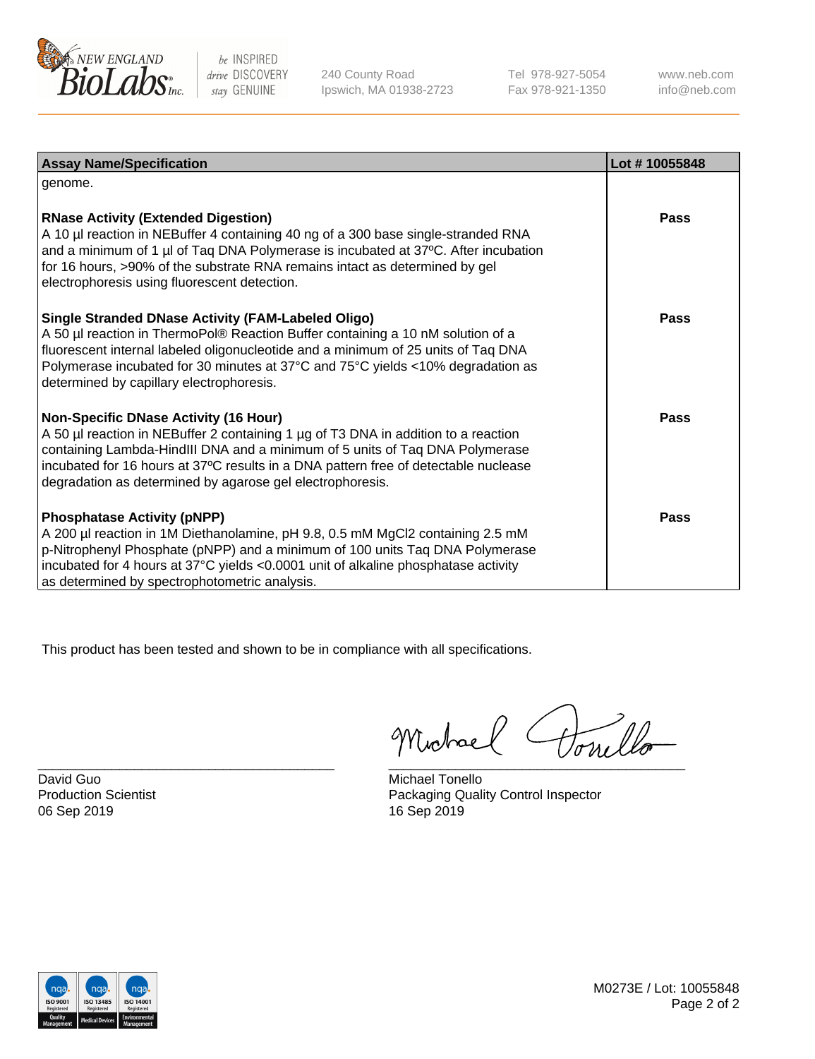| Assay Name/Specification | Lot # 10055848 |
| --- | --- |
| genome. | |
| **RNase Activity (Extended Digestion)**<br>A 10 µl reaction in NEBuffer 4 containing 40 ng of a 300 base single-stranded RNA and a minimum of 1 µl of Taq DNA Polymerase is incubated at 37ºC. After incubation for 16 hours, >90% of the substrate RNA remains intact as determined by gel electrophoresis using fluorescent detection. | **Pass** |
| **Single Stranded DNase Activity (FAM-Labeled Oligo)**<br>A 50 µl reaction in ThermoPol® Reaction Buffer containing a 10 nM solution of a fluorescent internal labeled oligonucleotide and a minimum of 25 units of Taq DNA Polymerase incubated for 30 minutes at 37°C and 75°C yields <10% degradation as determined by capillary electrophoresis. | **Pass** |
| **Non-Specific DNase Activity (16 Hour)**<br>A 50 µl reaction in NEBuffer 2 containing 1 µg of T3 DNA in addition to a reaction containing Lambda-HindIII DNA and a minimum of 5 units of Taq DNA Polymerase incubated for 16 hours at 37ºC results in a DNA pattern free of detectable nuclease degradation as determined by agarose gel electrophoresis. | **Pass** |
| **Phosphatase Activity (pNPP)**<br>A 200 µl reaction in 1M Diethanolamine, pH 9.8, 0.5 mM $MgCl_2$ containing 2.5 mM p-Nitrophenyl Phosphate (pNPP) and a minimum of 100 units Taq DNA Polymerase incubated for 4 hours at 37°C yields <0.0001 unit of alkaline phosphatase activity as determined by spectrophotometric analysis. | **Pass** |

This product has been tested and shown to be in compliance with all specifications.

David Guo
Production Scientist
06 Sep 2019

Michael Tonello
Packaging Quality Control Inspector
16 Sep 2019

M0273E / Lot: 10055848